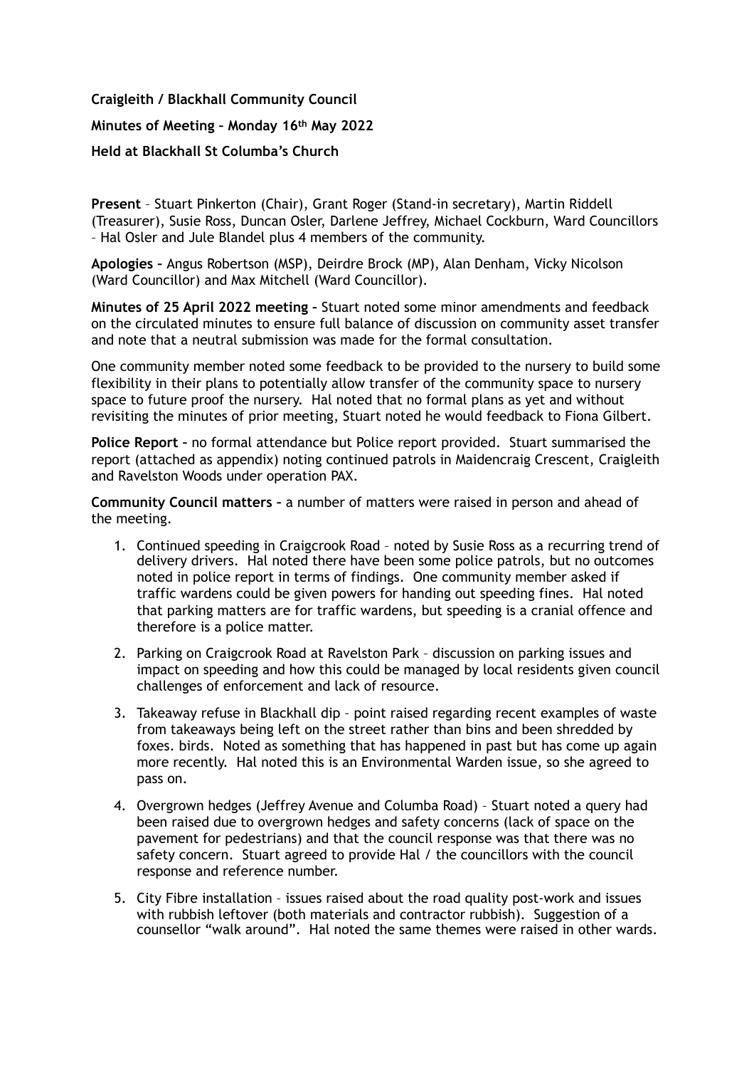**Craigleith / Blackhall Community Council**

**Minutes of Meeting – Monday 16th May 2022**

**Held at Blackhall St Columba's Church**

**Present** – Stuart Pinkerton (Chair), Grant Roger (Stand-in secretary), Martin Riddell (Treasurer), Susie Ross, Duncan Osler, Darlene Jeffrey, Michael Cockburn, Ward Councillors – Hal Osler and Jule Blandel plus 4 members of the community.

**Apologies –** Angus Robertson (MSP), Deirdre Brock (MP), Alan Denham, Vicky Nicolson (Ward Councillor) and Max Mitchell (Ward Councillor).

**Minutes of 25 April 2022 meeting –** Stuart noted some minor amendments and feedback on the circulated minutes to ensure full balance of discussion on community asset transfer and note that a neutral submission was made for the formal consultation.

One community member noted some feedback to be provided to the nursery to build some flexibility in their plans to potentially allow transfer of the community space to nursery space to future proof the nursery. Hal noted that no formal plans as yet and without revisiting the minutes of prior meeting, Stuart noted he would feedback to Fiona Gilbert.

**Police Report –** no formal attendance but Police report provided. Stuart summarised the report (attached as appendix) noting continued patrols in Maidencraig Crescent, Craigleith and Ravelston Woods under operation PAX.

**Community Council matters –** a number of matters were raised in person and ahead of the meeting.

1. Continued speeding in Craigcrook Road – noted by Susie Ross as a recurring trend of delivery drivers. Hal noted there have been some police patrols, but no outcomes noted in police report in terms of findings. One community member asked if traffic wardens could be given powers for handing out speeding fines. Hal noted that parking matters are for traffic wardens, but speeding is a cranial offence and therefore is a police matter.
2. Parking on Craigcrook Road at Ravelston Park – discussion on parking issues and impact on speeding and how this could be managed by local residents given council challenges of enforcement and lack of resource.
3. Takeaway refuse in Blackhall dip – point raised regarding recent examples of waste from takeaways being left on the street rather than bins and been shredded by foxes. birds. Noted as something that has happened in past but has come up again more recently. Hal noted this is an Environmental Warden issue, so she agreed to pass on.
4. Overgrown hedges (Jeffrey Avenue and Columba Road) – Stuart noted a query had been raised due to overgrown hedges and safety concerns (lack of space on the pavement for pedestrians) and that the council response was that there was no safety concern. Stuart agreed to provide Hal / the councillors with the council response and reference number.
5. City Fibre installation – issues raised about the road quality post-work and issues with rubbish leftover (both materials and contractor rubbish). Suggestion of a counsellor "walk around". Hal noted the same themes were raised in other wards.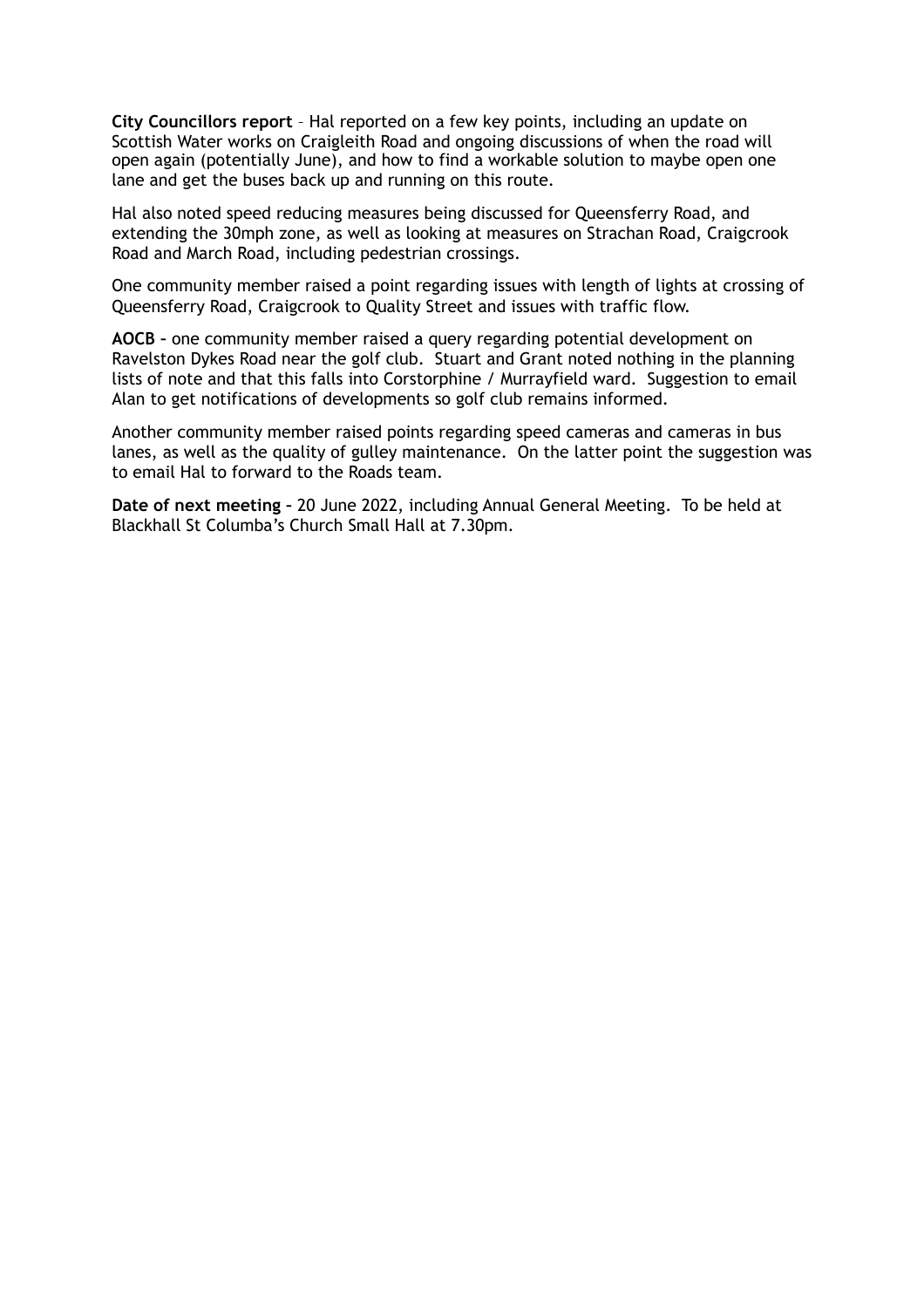**City Councillors report** – Hal reported on a few key points, including an update on Scottish Water works on Craigleith Road and ongoing discussions of when the road will open again (potentially June), and how to find a workable solution to maybe open one lane and get the buses back up and running on this route.

Hal also noted speed reducing measures being discussed for Queensferry Road, and extending the 30mph zone, as well as looking at measures on Strachan Road, Craigcrook Road and March Road, including pedestrian crossings.

One community member raised a point regarding issues with length of lights at crossing of Queensferry Road, Craigcrook to Quality Street and issues with traffic flow.

**AOCB –** one community member raised a query regarding potential development on Ravelston Dykes Road near the golf club. Stuart and Grant noted nothing in the planning lists of note and that this falls into Corstorphine / Murrayfield ward. Suggestion to email Alan to get notifications of developments so golf club remains informed.

Another community member raised points regarding speed cameras and cameras in bus lanes, as well as the quality of gulley maintenance. On the latter point the suggestion was to email Hal to forward to the Roads team.

**Date of next meeting –** 20 June 2022, including Annual General Meeting. To be held at Blackhall St Columba's Church Small Hall at 7.30pm.